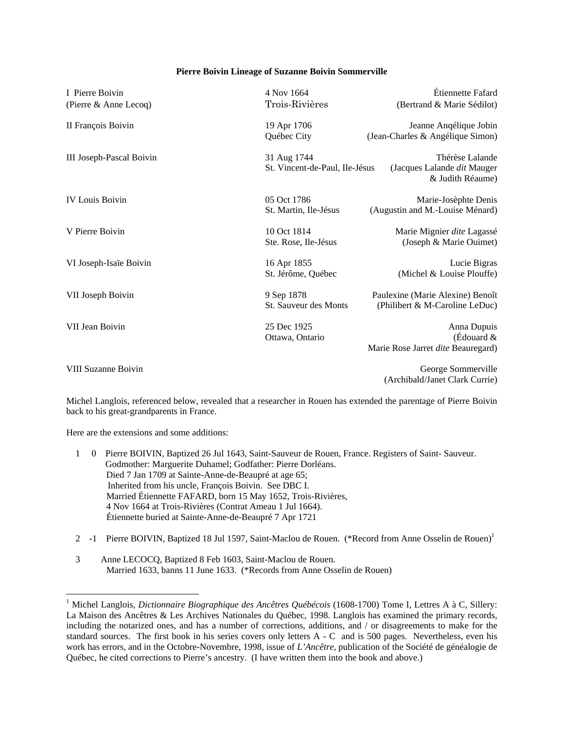**Pierre Boivin Lineage of Suzanne Boivin Sommerville**

| | | |
|---|---|---|
| I Pierre Boivin<br>(Pierre & Anne Lecoq) | 4 Nov 1664<br>Trois-Rivières | Étiennette Fafard<br>(Bertrand & Marie Sédilot) |
| II François Boivin | 19 Apr 1706<br>Québec City | Jeanne Anqélique Jobin<br>(Jean-Charles & Angélique Simon) |
| III Joseph-Pascal Boivin | 31 Aug 1744<br>St. Vincent-de-Paul, Ile-Jésus | Thérèse Lalande<br>(Jacques Lalande *dit* Mauger & Judith Réaume) |
| IV Louis Boivin | 05 Oct 1786<br>St. Martin, Ile-Jésus | Marie-Josèphte Denis<br>(Augustin and M.-Louise Ménard) |
| V Pierre Boivin | 10 Oct 1814<br>Ste. Rose, Ile-Jésus | Marie Mignier *dite* Lagassé<br>(Joseph & Marie Ouimet) |
| VI Joseph-Isaïe Boivin | 16 Apr 1855<br>St. Jérôme, Québec | Lucie Bigras<br>(Michel & Louise Plouffe) |
| VII Joseph Boivin | 9 Sep 1878<br>St. Sauveur des Monts | Paulexine (Marie Alexine) Benoît<br>(Philibert & M-Caroline LeDuc) |
| VII Jean Boivin | 25 Dec 1925<br>Ottawa, Ontario | Anna Dupuis<br>(Édouard & Marie Rose Jarret *dite* Beauregard) |
| VIII Suzanne Boivin | | George Sommerville<br>(Archibald/Janet Clark Currie) |

Michel Langlois, referenced below, revealed that a researcher in Rouen has extended the parentage of Pierre Boivin back to his great-grandparents in France.

Here are the extensions and some additions:

1 0 Pierre BOIVIN, Baptized 26 Jul 1643, Saint-Sauveur de Rouen, France. Registers of Saint- Sauveur.
Godmother: Marguerite Duhamel; Godfather: Pierre Dorléans.
Died 7 Jan 1709 at Sainte-Anne-de-Beaupré at age 65;
Inherited from his uncle, François Boivin. See DBC I.
Married Étiennette FAFARD, born 15 May 1652, Trois-Rivières,
4 Nov 1664 at Trois-Rivières (Contrat Ameau 1 Jul 1664).
Étiennette buried at Sainte-Anne-de-Beaupré 7 Apr 1721

2 -1 Pierre BOIVIN, Baptized 18 Jul 1597, Saint-Maclou de Rouen. (*Record from Anne Osselin de Rouen)[1]

3 Anne LECOCQ, Baptized 8 Feb 1603, Saint-Maclou de Rouen.
Married 1633, banns 11 June 1633. (*Records from Anne Osselin de Rouen)

---

[1] Michel Langlois, *Dictionnaire Biographique des Ancêtres Québécois* (1608-1700) Tome I, Lettres A à C, Sillery: La Maison des Ancêtres & Les Archives Nationales du Québec, 1998. Langlois has examined the primary records, including the notarized ones, and has a number of corrections, additions, and / or disagreements to make for the standard sources. The first book in his series covers only letters A - C and is 500 pages. Nevertheless, even his work has errors, and in the Octobre-Novembre, 1998, issue of *L'Ancêtre*, publication of the Société de généalogie de Québec, he cited corrections to Pierre's ancestry. (I have written them into the book and above.)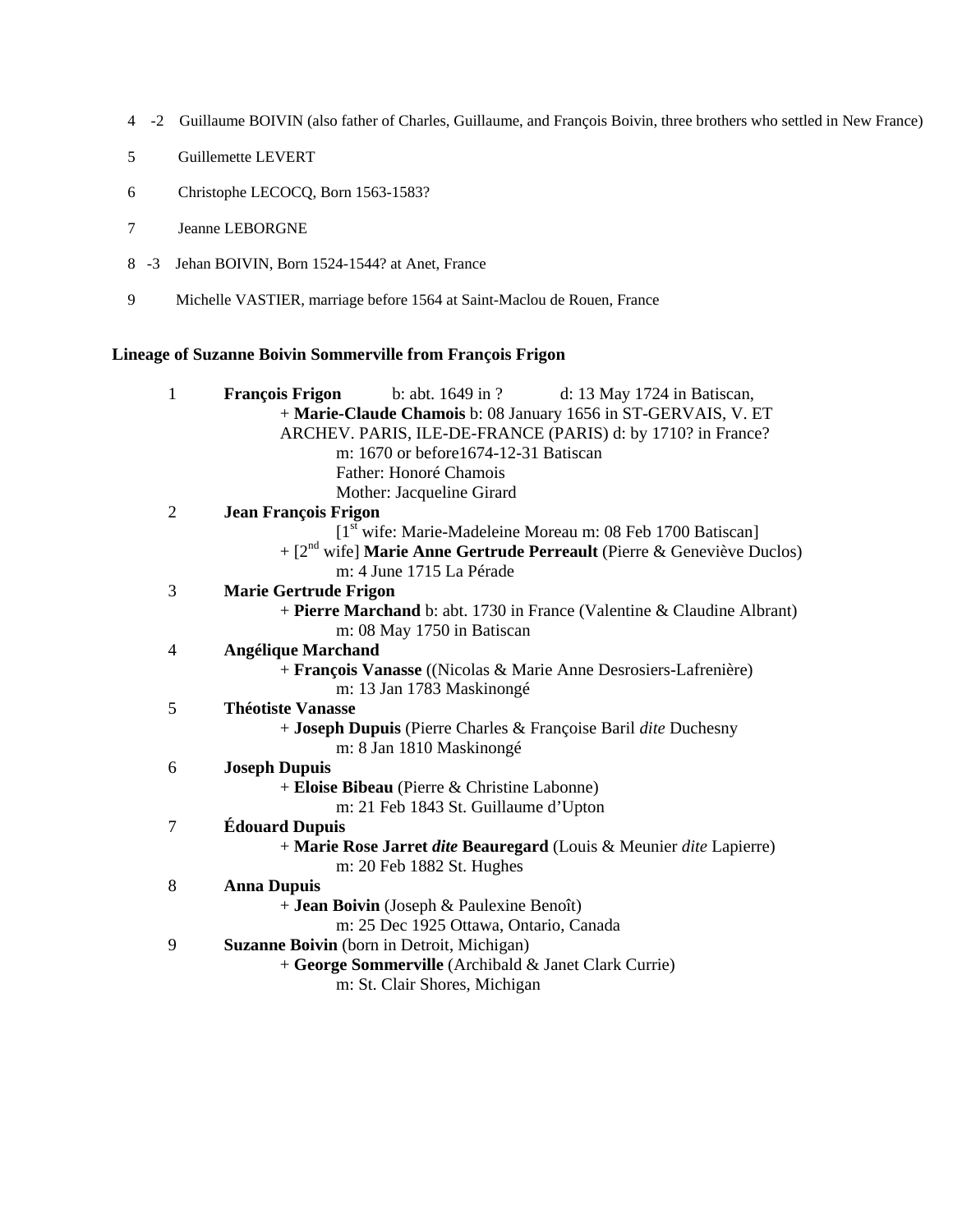4 -2 Guillaume BOIVIN (also father of Charles, Guillaume, and François Boivin, three brothers who settled in New France)

5 Guillemette LEVERT

6 Christophe LECOCQ, Born 1563-1583?

7 Jeanne LEBORGNE

8 -3 Jehan BOIVIN, Born 1524-1544? at Anet, France

9 Michelle VASTIER, marriage before 1564 at Saint-Maclou de Rouen, France

**Lineage of Suzanne Boivin Sommerville from François Frigon**

1 **François Frigon** b: abt. 1649 in ? d: 13 May 1724 in Batiscan,
+ **Marie-Claude Chamois** b: 08 January 1656 in ST-GERVAIS, V. ET ARCHEV. PARIS, ILE-DE-FRANCE (PARIS) d: by 1710? in France?
m: 1670 or before1674-12-31 Batiscan
Father: Honoré Chamois
Mother: Jacqueline Girard

2 **Jean François Frigon**
[1st wife: Marie-Madeleine Moreau m: 08 Feb 1700 Batiscan]
+ [2nd wife] **Marie Anne Gertrude Perreault** (Pierre & Geneviève Duclos)
m: 4 June 1715 La Pérade

3 **Marie Gertrude Frigon**
+ **Pierre Marchand** b: abt. 1730 in France (Valentine & Claudine Albrant)
m: 08 May 1750 in Batiscan

4 **Angélique Marchand**
+ **François Vanasse** ((Nicolas & Marie Anne Desrosiers-Lafrenière)
m: 13 Jan 1783 Maskinongé

5 **Théotiste Vanasse**
+ **Joseph Dupuis** (Pierre Charles & Françoise Baril *dite* Duchesny
m: 8 Jan 1810 Maskinongé

6 **Joseph Dupuis**
+ **Eloise Bibeau** (Pierre & Christine Labonne)
m: 21 Feb 1843 St. Guillaume d'Upton

7 **Édouard Dupuis**
+ **Marie Rose Jarret *dite* Beauregard** (Louis & Meunier *dite* Lapierre)
m: 20 Feb 1882 St. Hughes

8 **Anna Dupuis**
+ **Jean Boivin** (Joseph & Paulexine Benoît)
m: 25 Dec 1925 Ottawa, Ontario, Canada

9 **Suzanne Boivin** (born in Detroit, Michigan)
+ **George Sommerville** (Archibald & Janet Clark Currie)
m: St. Clair Shores, Michigan